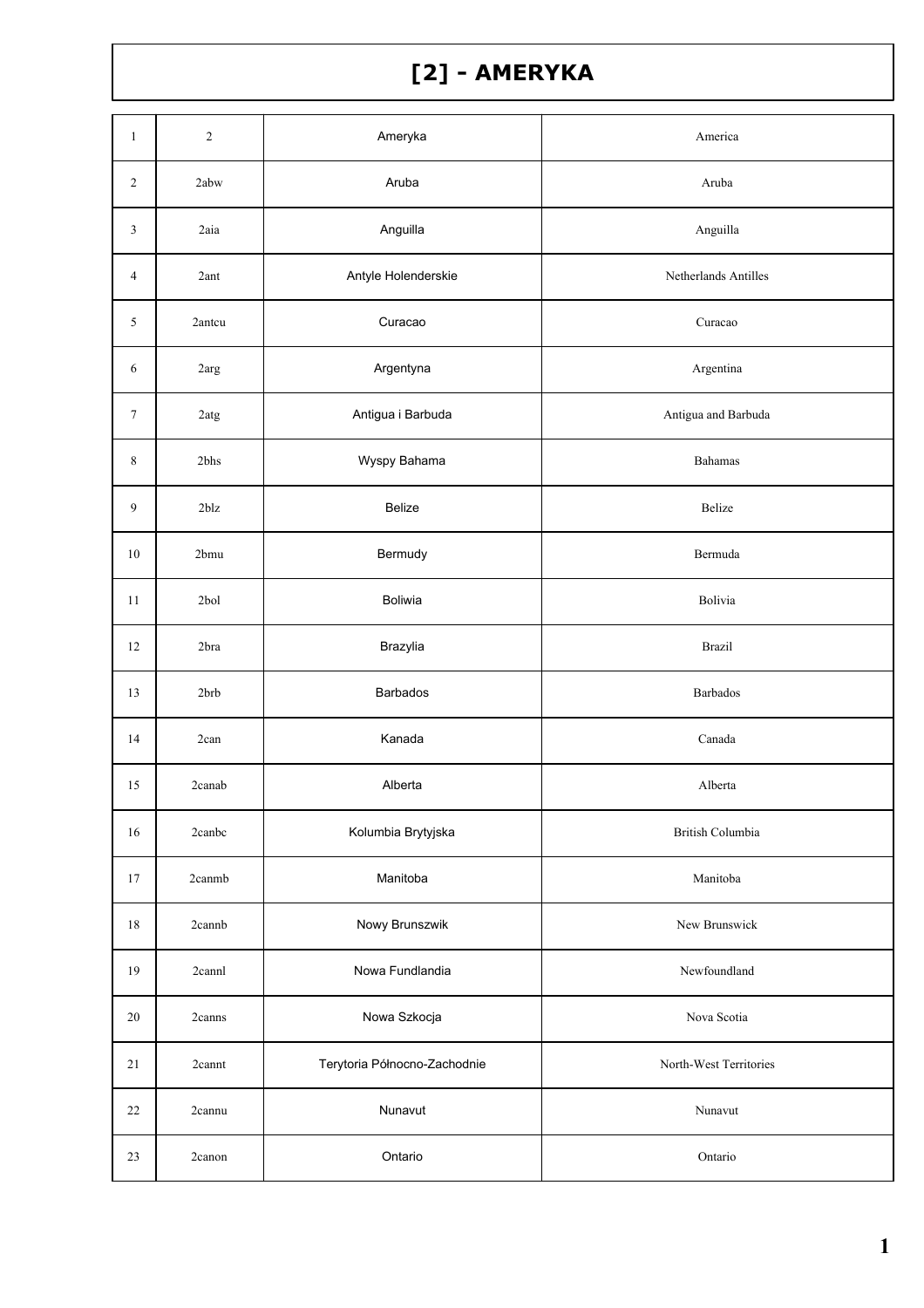# [2] - AMERYKA

| | | | |
|---|---|---|---|
| 1 | 2 | Ameryka | America |
| 2 | 2abw | Aruba | Aruba |
| 3 | 2aia | Anguilla | Anguilla |
| 4 | 2ant | Antyle Holenderskie | Netherlands Antilles |
| 5 | 2antcu | Curacao | Curacao |
| 6 | 2arg | Argentyna | Argentina |
| 7 | 2atg | Antigua i Barbuda | Antigua and Barbuda |
| 8 | 2bhs | Wyspy Bahama | Bahamas |
| 9 | 2blz | Belize | Belize |
| 10 | 2bmu | Bermudy | Bermuda |
| 11 | 2bol | Boliwia | Bolivia |
| 12 | 2bra | Brazylia | Brazil |
| 13 | 2brb | Barbados | Barbados |
| 14 | 2can | Kanada | Canada |
| 15 | 2canab | Alberta | Alberta |
| 16 | 2canbc | Kolumbia Brytyjska | British Columbia |
| 17 | 2canmb | Manitoba | Manitoba |
| 18 | 2cannb | Nowy Brunszwik | New Brunswick |
| 19 | 2cannl | Nowa Fundlandia | Newfoundland |
| 20 | 2canns | Nowa Szkocja | Nova Scotia |
| 21 | 2cannt | Terytoria Północno-Zachodnie | North-West Territories |
| 22 | 2cannu | Nunavut | Nunavut |
| 23 | 2canon | Ontario | Ontario |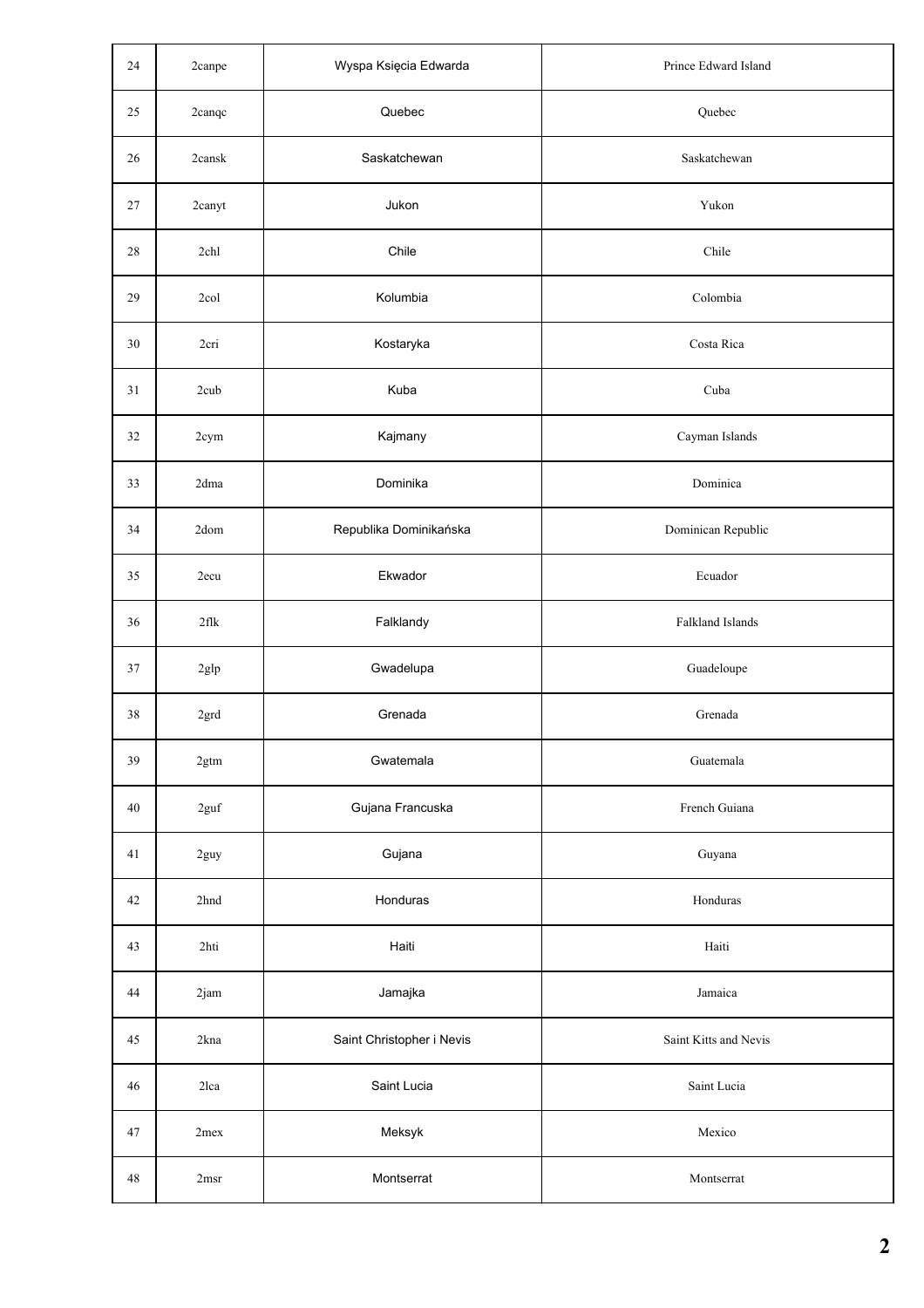| | | | |
|---|---|---|---|
| 24 | 2canpe | Wyspa Księcia Edwarda | Prince Edward Island |
| 25 | 2canqc | Quebec | Quebec |
| 26 | 2cansk | Saskatchewan | Saskatchewan |
| 27 | 2canyt | Jukon | Yukon |
| 28 | 2chl | Chile | Chile |
| 29 | 2col | Kolumbia | Colombia |
| 30 | 2cri | Kostaryka | Costa Rica |
| 31 | 2cub | Kuba | Cuba |
| 32 | 2cym | Kajmany | Cayman Islands |
| 33 | 2dma | Dominika | Dominica |
| 34 | 2dom | Republika Dominikańska | Dominican Republic |
| 35 | 2ecu | Ekwador | Ecuador |
| 36 | 2flk | Falklandy | Falkland Islands |
| 37 | 2glp | Gwadelupa | Guadeloupe |
| 38 | 2grd | Grenada | Grenada |
| 39 | 2gtm | Gwatemala | Guatemala |
| 40 | 2guf | Gujana Francuska | French Guiana |
| 41 | 2guy | Gujana | Guyana |
| 42 | 2hnd | Honduras | Honduras |
| 43 | 2hti | Haiti | Haiti |
| 44 | 2jam | Jamajka | Jamaica |
| 45 | 2kna | Saint Christopher i Nevis | Saint Kitts and Nevis |
| 46 | 2lca | Saint Lucia | Saint Lucia |
| 47 | 2mex | Meksyk | Mexico |
| 48 | 2msr | Montserrat | Montserrat |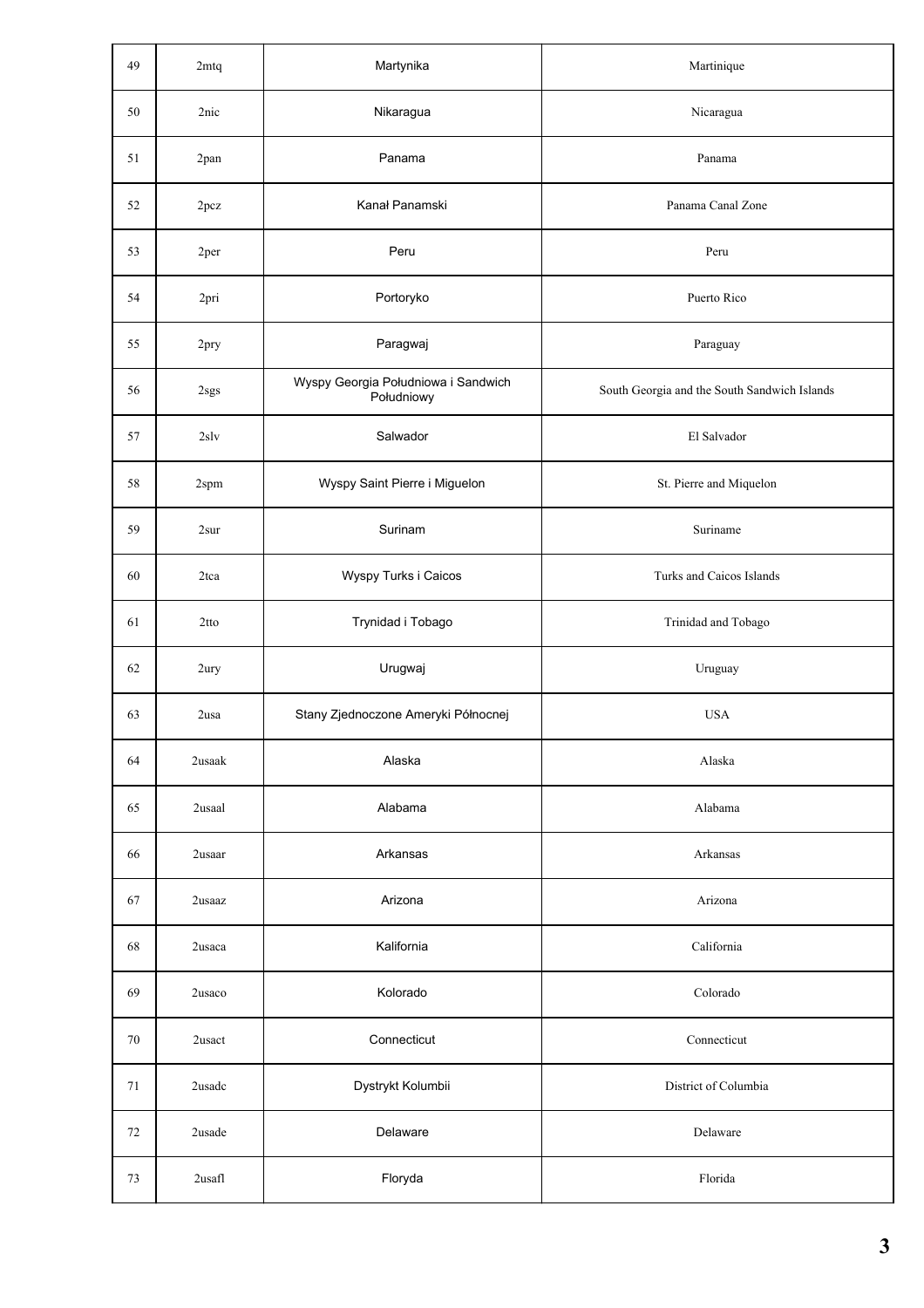| | | | |
|---|---|---|---|
| 49 | 2mtq | Martynika | Martinique |
| 50 | 2nic | Nikaragua | Nicaragua |
| 51 | 2pan | Panama | Panama |
| 52 | 2pcz | Kanał Panamski | Panama Canal Zone |
| 53 | 2per | Peru | Peru |
| 54 | 2pri | Portoryko | Puerto Rico |
| 55 | 2pry | Paragwaj | Paraguay |
| 56 | 2sgs | Wyspy Georgia Południowa i Sandwich Południowy | South Georgia and the South Sandwich Islands |
| 57 | 2slv | Salwador | El Salvador |
| 58 | 2spm | Wyspy Saint Pierre i Miguelon | St. Pierre and Miquelon |
| 59 | 2sur | Surinam | Suriname |
| 60 | 2tca | Wyspy Turks i Caicos | Turks and Caicos Islands |
| 61 | 2tto | Trynidad i Tobago | Trinidad and Tobago |
| 62 | 2ury | Urugwaj | Uruguay |
| 63 | 2usa | Stany Zjednoczone Ameryki Północnej | USA |
| 64 | 2usaak | Alaska | Alaska |
| 65 | 2usaal | Alabama | Alabama |
| 66 | 2usaar | Arkansas | Arkansas |
| 67 | 2usaaz | Arizona | Arizona |
| 68 | 2usaca | Kalifornia | California |
| 69 | 2usaco | Kolorado | Colorado |
| 70 | 2usact | Connecticut | Connecticut |
| 71 | 2usadc | Dystrykt Kolumbii | District of Columbia |
| 72 | 2usade | Delaware | Delaware |
| 73 | 2usafl | Floryda | Florida |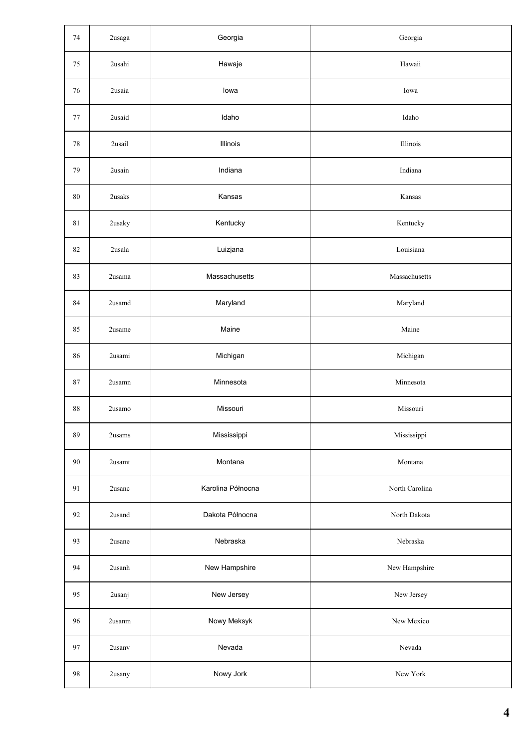| | | | |
|---|---|---|---|
| 74 | 2usaga | Georgia | Georgia |
| 75 | 2usahi | Hawaje | Hawaii |
| 76 | 2usaia | Iowa | Iowa |
| 77 | 2usaid | Idaho | Idaho |
| 78 | 2usail | Illinois | Illinois |
| 79 | 2usain | Indiana | Indiana |
| 80 | 2usaks | Kansas | Kansas |
| 81 | 2usaky | Kentucky | Kentucky |
| 82 | 2usala | Luizjana | Louisiana |
| 83 | 2usama | Massachusetts | Massachusetts |
| 84 | 2usamd | Maryland | Maryland |
| 85 | 2usame | Maine | Maine |
| 86 | 2usami | Michigan | Michigan |
| 87 | 2usamn | Minnesota | Minnesota |
| 88 | 2usamo | Missouri | Missouri |
| 89 | 2usams | Mississippi | Mississippi |
| 90 | 2usamt | Montana | Montana |
| 91 | 2usanc | Karolina Północna | North Carolina |
| 92 | 2usand | Dakota Północna | North Dakota |
| 93 | 2usane | Nebraska | Nebraska |
| 94 | 2usanh | New Hampshire | New Hampshire |
| 95 | 2usanj | New Jersey | New Jersey |
| 96 | 2usanm | Nowy Meksyk | New Mexico |
| 97 | 2usanv | Nevada | Nevada |
| 98 | 2usany | Nowy Jork | New York |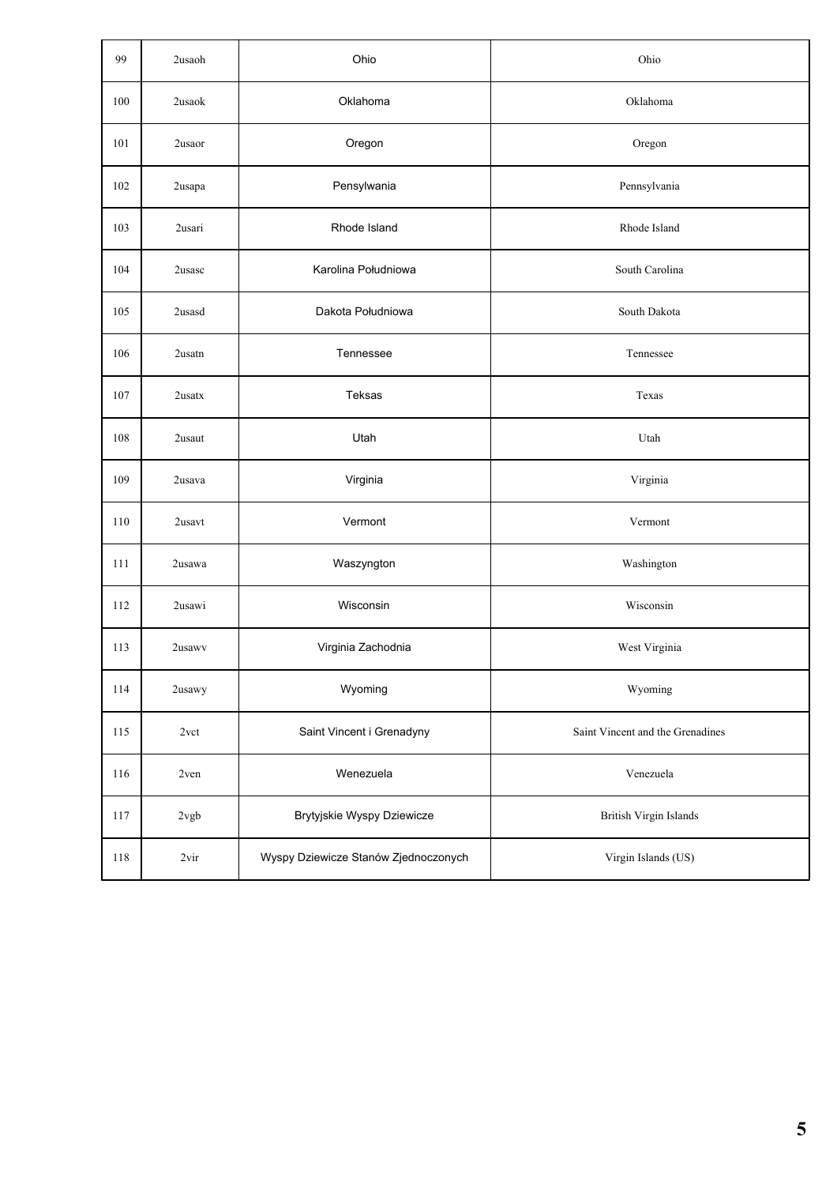| | | | |
|---|---|---|---|
| 99 | 2usaoh | Ohio | Ohio |
| 100 | 2usaok | Oklahoma | Oklahoma |
| 101 | 2usaor | Oregon | Oregon |
| 102 | 2usapa | Pensylwania | Pennsylvania |
| 103 | 2usari | Rhode Island | Rhode Island |
| 104 | 2usasc | Karolina Południowa | South Carolina |
| 105 | 2usasd | Dakota Południowa | South Dakota |
| 106 | 2usatn | Tennessee | Tennessee |
| 107 | 2usatx | Teksas | Texas |
| 108 | 2usaut | Utah | Utah |
| 109 | 2usava | Virginia | Virginia |
| 110 | 2usavt | Vermont | Vermont |
| 111 | 2usawa | Waszyngton | Washington |
| 112 | 2usawi | Wisconsin | Wisconsin |
| 113 | 2usawv | Virginia Zachodnia | West Virginia |
| 114 | 2usawy | Wyoming | Wyoming |
| 115 | 2vct | Saint Vincent i Grenadyny | Saint Vincent and the Grenadines |
| 116 | 2ven | Wenezuela | Venezuela |
| 117 | 2vgb | Brytyjskie Wyspy Dziewicze | British Virgin Islands |
| 118 | 2vir | Wyspy Dziewicze Stanów Zjednoczonych | Virgin Islands (US) |